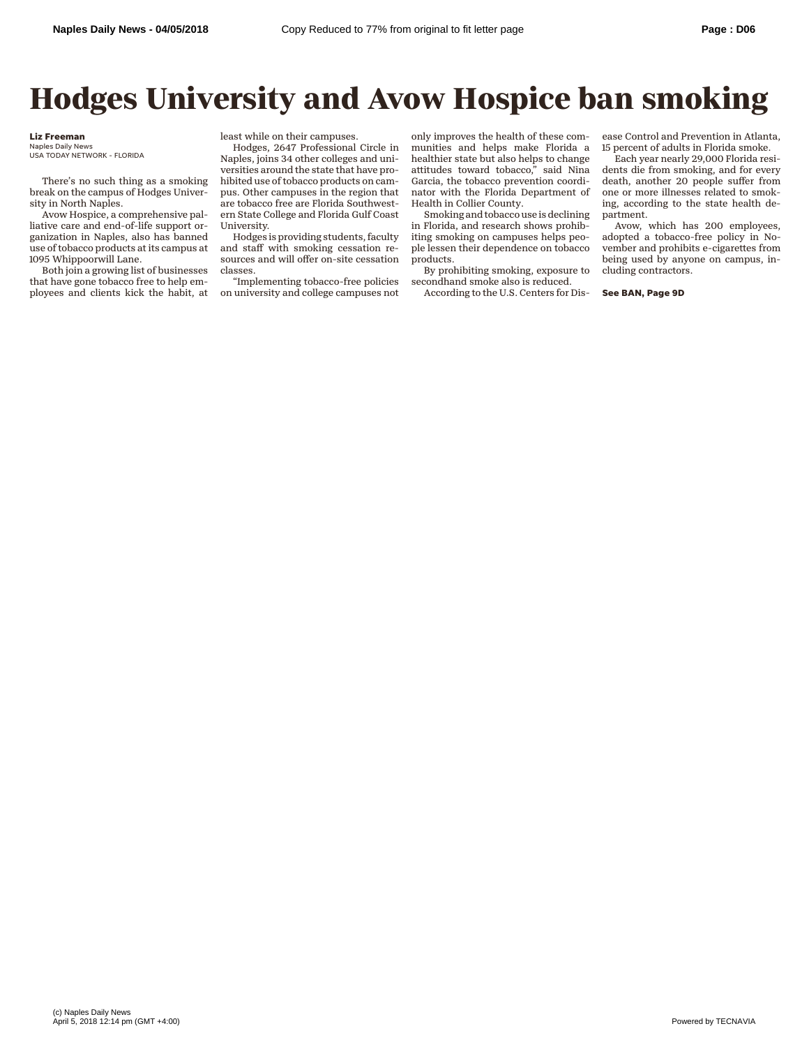# Hodges University and Avow Hospice ban smoking

**Liz Freeman**
Naples Daily News
USA TODAY NETWORK - FLORIDA

There's no such thing as a smoking break on the campus of Hodges University in North Naples.

Avow Hospice, a comprehensive palliative care and end-of-life support organization in Naples, also has banned use of tobacco products at its campus at 1095 Whippoorwill Lane.

Both join a growing list of businesses that have gone tobacco free to help employees and clients kick the habit, at least while on their campuses.

Hodges, 2647 Professional Circle in Naples, joins 34 other colleges and universities around the state that have prohibited use of tobacco products on campus. Other campuses in the region that are tobacco free are Florida Southwestern State College and Florida Gulf Coast University.

Hodges is providing students, faculty and staff with smoking cessation resources and will offer on-site cessation classes.

"Implementing tobacco-free policies on university and college campuses not only improves the health of these communities and helps make Florida a healthier state but also helps to change attitudes toward tobacco," said Nina Garcia, the tobacco prevention coordinator with the Florida Department of Health in Collier County.

Smoking and tobacco use is declining in Florida, and research shows prohibiting smoking on campuses helps people lessen their dependence on tobacco products.

By prohibiting smoking, exposure to secondhand smoke also is reduced.

According to the U.S. Centers for Disease Control and Prevention in Atlanta, 15 percent of adults in Florida smoke.

Each year nearly 29,000 Florida residents die from smoking, and for every death, another 20 people suffer from one or more illnesses related to smoking, according to the state health department.

Avow, which has 200 employees, adopted a tobacco-free policy in November and prohibits e-cigarettes from being used by anyone on campus, including contractors.

**See BAN, Page 9D**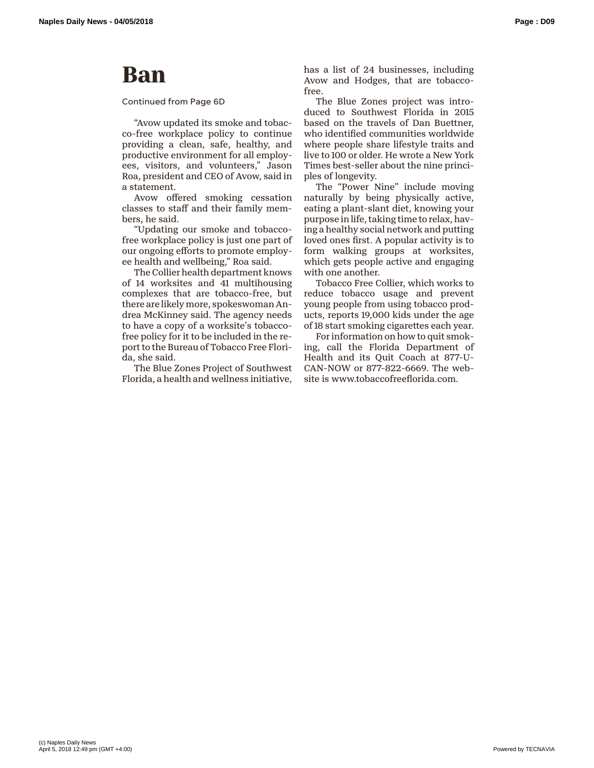# Ban

Continued from Page 6D

"Avow updated its smoke and tobacco-free workplace policy to continue providing a clean, safe, healthy, and productive environment for all employees, visitors, and volunteers," Jason Roa, president and CEO of Avow, said in a statement.

Avow offered smoking cessation classes to staff and their family members, he said.

"Updating our smoke and tobacco-free workplace policy is just one part of our ongoing efforts to promote employee health and wellbeing," Roa said.

The Collier health department knows of 14 worksites and 41 multihousing complexes that are tobacco-free, but there are likely more, spokeswoman Andrea McKinney said. The agency needs to have a copy of a worksite's tobacco-free policy for it to be included in the report to the Bureau of Tobacco Free Florida, she said.

The Blue Zones Project of Southwest Florida, a health and wellness initiative, has a list of 24 businesses, including Avow and Hodges, that are tobacco-free.

The Blue Zones project was introduced to Southwest Florida in 2015 based on the travels of Dan Buettner, who identified communities worldwide where people share lifestyle traits and live to 100 or older. He wrote a New York Times best-seller about the nine principles of longevity.

The "Power Nine" include moving naturally by being physically active, eating a plant-slant diet, knowing your purpose in life, taking time to relax, having a healthy social network and putting loved ones first. A popular activity is to form walking groups at worksites, which gets people active and engaging with one another.

Tobacco Free Collier, which works to reduce tobacco usage and prevent young people from using tobacco products, reports 19,000 kids under the age of 18 start smoking cigarettes each year.

For information on how to quit smoking, call the Florida Department of Health and its Quit Coach at 877-U-CAN-NOW or 877-822-6669. The website is www.tobaccofreeflorida.com.